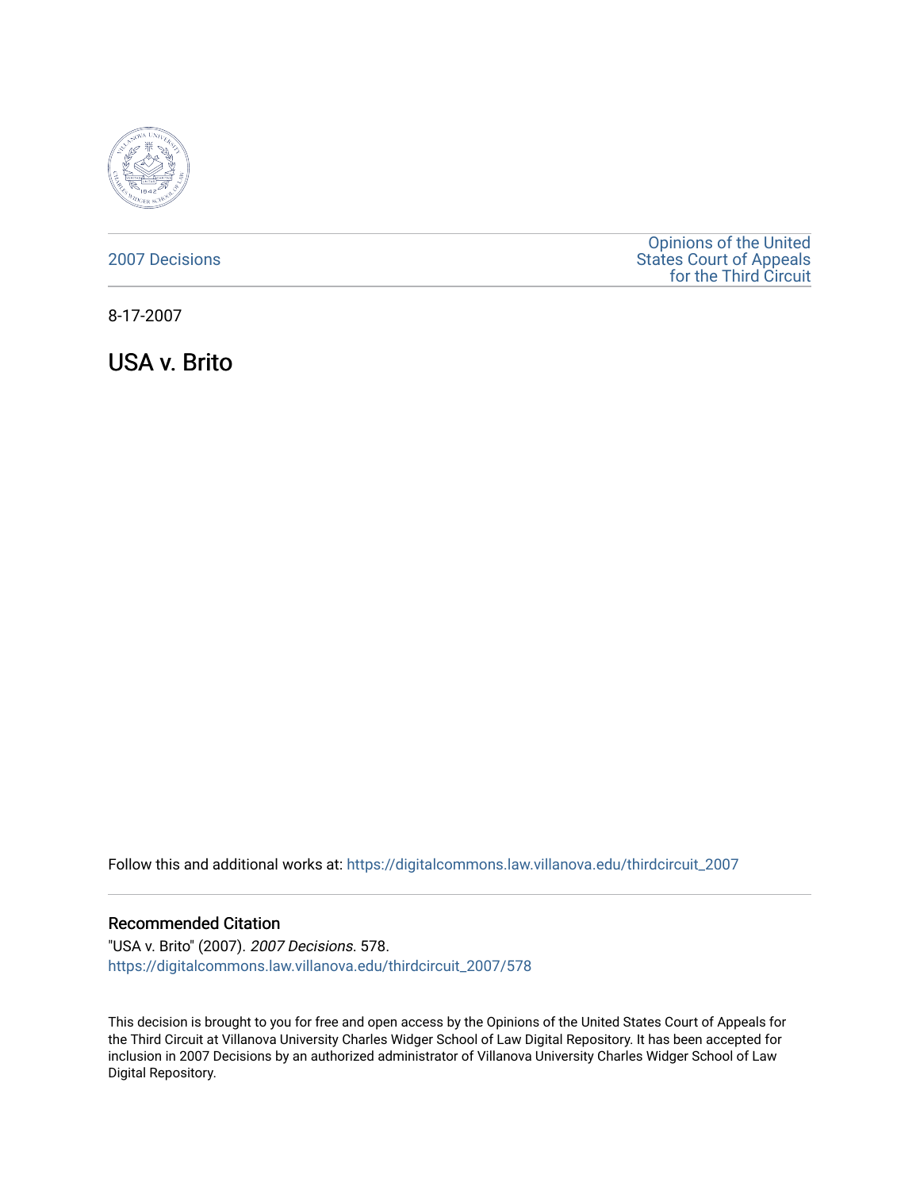2007 Decisions

Opinions of the United States Court of Appeals for the Third Circuit

8-17-2007

# USA v. Brito

Follow this and additional works at: https://digitalcommons.law.villanova.edu/thirdcircuit_2007

## Recommended Citation

"USA v. Brito" (2007). *2007 Decisions*. 578.
https://digitalcommons.law.villanova.edu/thirdcircuit_2007/578

This decision is brought to you for free and open access by the Opinions of the United States Court of Appeals for the Third Circuit at Villanova University Charles Widger School of Law Digital Repository. It has been accepted for inclusion in 2007 Decisions by an authorized administrator of Villanova University Charles Widger School of Law Digital Repository.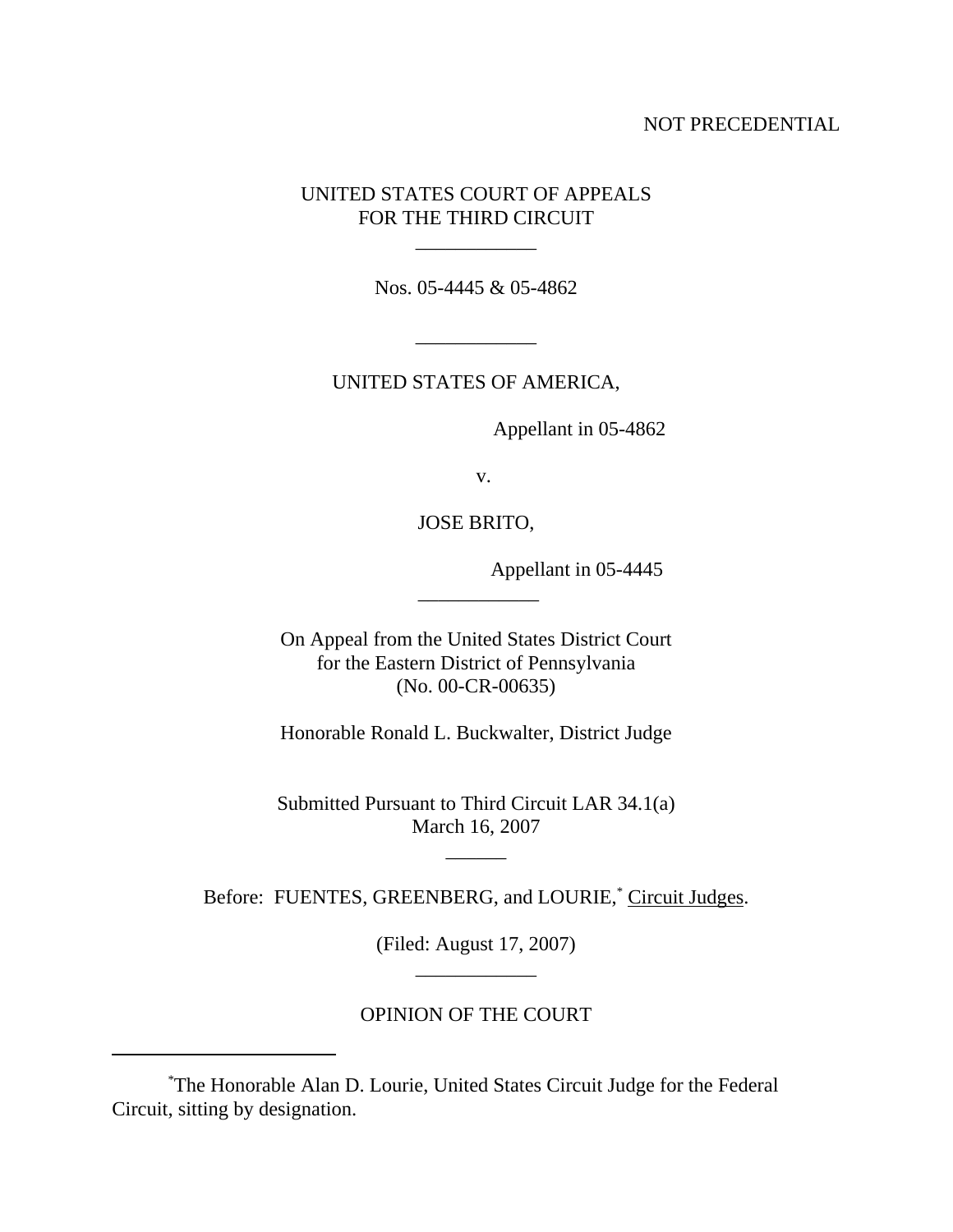NOT PRECEDENTIAL

UNITED STATES COURT OF APPEALS
FOR THE THIRD CIRCUIT

---

Nos. 05-4445 & 05-4862

---

UNITED STATES OF AMERICA,

Appellant in 05-4862

v.

JOSE BRITO,

Appellant in 05-4445

---

On Appeal from the United States District Court
for the Eastern District of Pennsylvania
(No. 00-CR-00635)

Honorable Ronald L. Buckwalter, District Judge

Submitted Pursuant to Third Circuit LAR 34.1(a)
March 16, 2007

---

Before: FUENTES, GREENBERG, and LOURIE,[*] Circuit Judges.

(Filed: August 17, 2007)

---

OPINION OF THE COURT

---

[*]The Honorable Alan D. Lourie, United States Circuit Judge for the Federal Circuit, sitting by designation.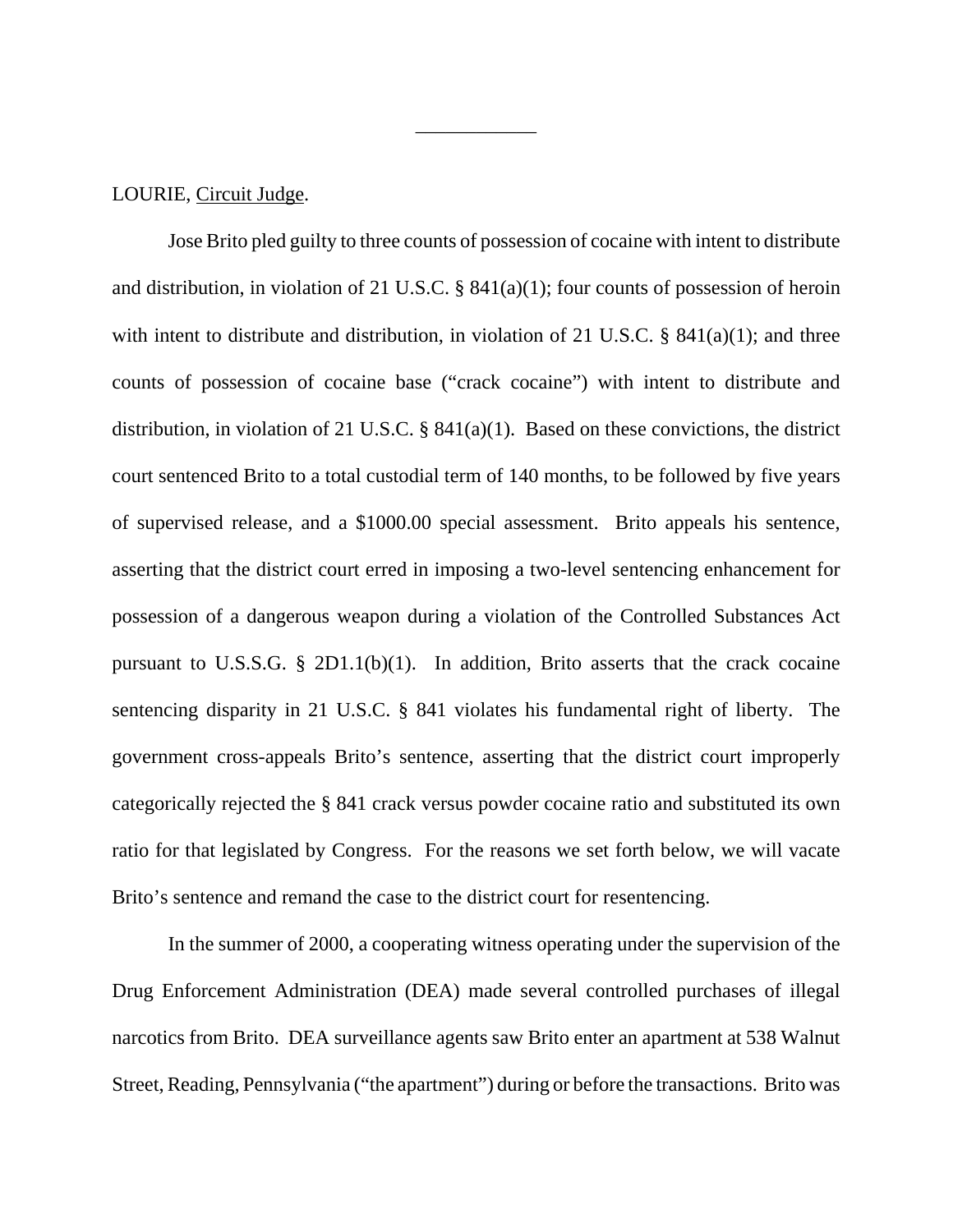LOURIE, Circuit Judge.

Jose Brito pled guilty to three counts of possession of cocaine with intent to distribute and distribution, in violation of 21 U.S.C. § 841(a)(1); four counts of possession of heroin with intent to distribute and distribution, in violation of 21 U.S.C. § 841(a)(1); and three counts of possession of cocaine base ("crack cocaine") with intent to distribute and distribution, in violation of 21 U.S.C. § 841(a)(1). Based on these convictions, the district court sentenced Brito to a total custodial term of 140 months, to be followed by five years of supervised release, and a $1000.00 special assessment. Brito appeals his sentence, asserting that the district court erred in imposing a two-level sentencing enhancement for possession of a dangerous weapon during a violation of the Controlled Substances Act pursuant to U.S.S.G. § 2D1.1(b)(1). In addition, Brito asserts that the crack cocaine sentencing disparity in 21 U.S.C. § 841 violates his fundamental right of liberty. The government cross-appeals Brito's sentence, asserting that the district court improperly categorically rejected the § 841 crack versus powder cocaine ratio and substituted its own ratio for that legislated by Congress. For the reasons we set forth below, we will vacate Brito's sentence and remand the case to the district court for resentencing.

In the summer of 2000, a cooperating witness operating under the supervision of the Drug Enforcement Administration (DEA) made several controlled purchases of illegal narcotics from Brito. DEA surveillance agents saw Brito enter an apartment at 538 Walnut Street, Reading, Pennsylvania ("the apartment") during or before the transactions. Brito was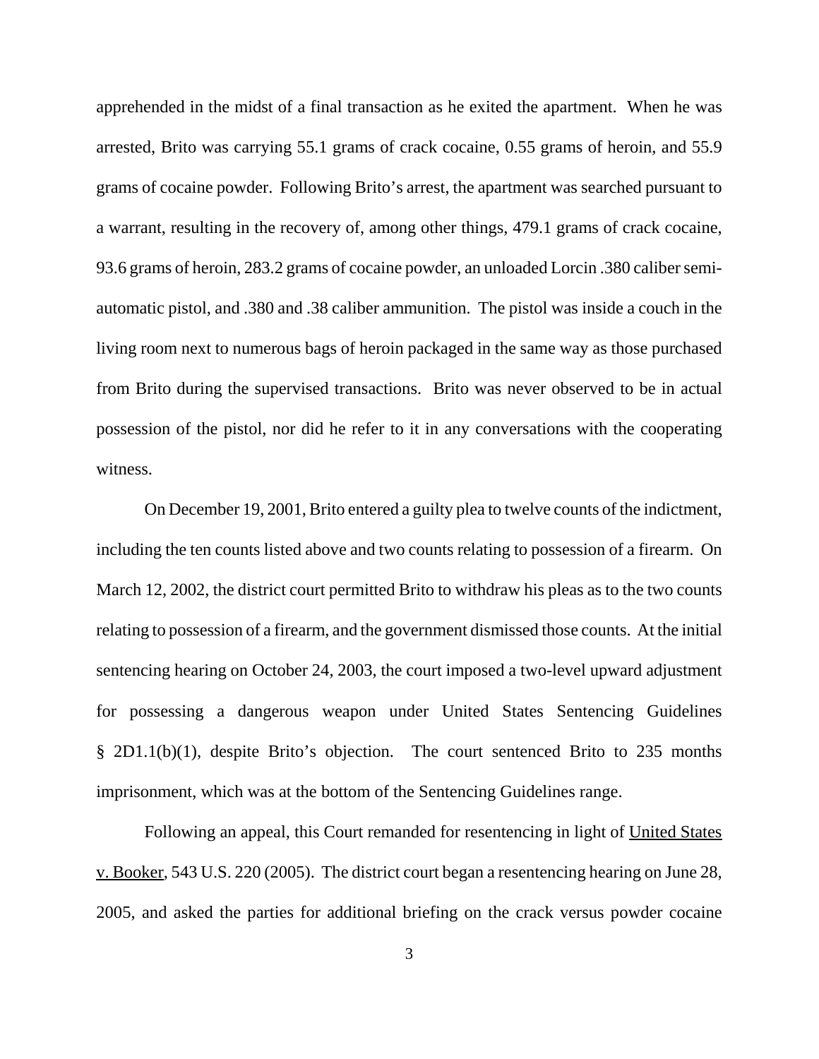apprehended in the midst of a final transaction as he exited the apartment. When he was arrested, Brito was carrying 55.1 grams of crack cocaine, 0.55 grams of heroin, and 55.9 grams of cocaine powder. Following Brito's arrest, the apartment was searched pursuant to a warrant, resulting in the recovery of, among other things, 479.1 grams of crack cocaine, 93.6 grams of heroin, 283.2 grams of cocaine powder, an unloaded Lorcin .380 caliber semi-automatic pistol, and .380 and .38 caliber ammunition. The pistol was inside a couch in the living room next to numerous bags of heroin packaged in the same way as those purchased from Brito during the supervised transactions. Brito was never observed to be in actual possession of the pistol, nor did he refer to it in any conversations with the cooperating witness.

On December 19, 2001, Brito entered a guilty plea to twelve counts of the indictment, including the ten counts listed above and two counts relating to possession of a firearm. On March 12, 2002, the district court permitted Brito to withdraw his pleas as to the two counts relating to possession of a firearm, and the government dismissed those counts. At the initial sentencing hearing on October 24, 2003, the court imposed a two-level upward adjustment for possessing a dangerous weapon under United States Sentencing Guidelines § 2D1.1(b)(1), despite Brito's objection. The court sentenced Brito to 235 months imprisonment, which was at the bottom of the Sentencing Guidelines range.

Following an appeal, this Court remanded for resentencing in light of United States v. Booker, 543 U.S. 220 (2005). The district court began a resentencing hearing on June 28, 2005, and asked the parties for additional briefing on the crack versus powder cocaine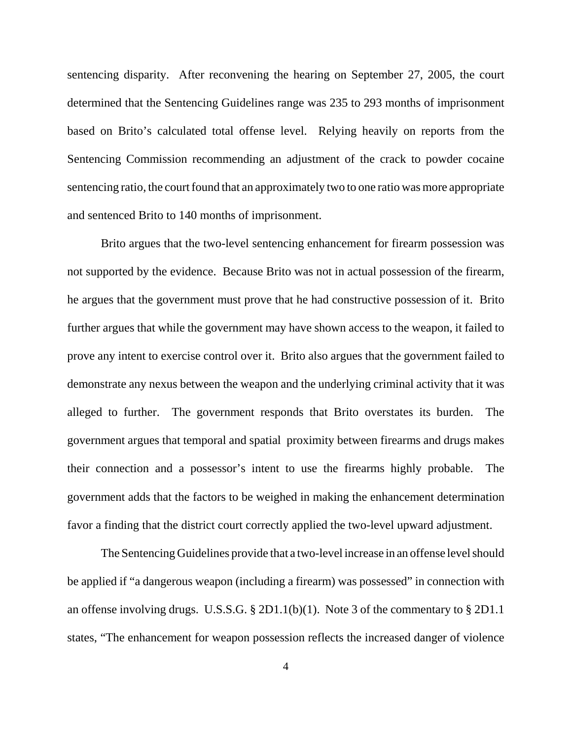sentencing disparity. After reconvening the hearing on September 27, 2005, the court determined that the Sentencing Guidelines range was 235 to 293 months of imprisonment based on Brito's calculated total offense level. Relying heavily on reports from the Sentencing Commission recommending an adjustment of the crack to powder cocaine sentencing ratio, the court found that an approximately two to one ratio was more appropriate and sentenced Brito to 140 months of imprisonment.

Brito argues that the two-level sentencing enhancement for firearm possession was not supported by the evidence. Because Brito was not in actual possession of the firearm, he argues that the government must prove that he had constructive possession of it. Brito further argues that while the government may have shown access to the weapon, it failed to prove any intent to exercise control over it. Brito also argues that the government failed to demonstrate any nexus between the weapon and the underlying criminal activity that it was alleged to further. The government responds that Brito overstates its burden. The government argues that temporal and spatial proximity between firearms and drugs makes their connection and a possessor's intent to use the firearms highly probable. The government adds that the factors to be weighed in making the enhancement determination favor a finding that the district court correctly applied the two-level upward adjustment.

The Sentencing Guidelines provide that a two-level increase in an offense level should be applied if "a dangerous weapon (including a firearm) was possessed" in connection with an offense involving drugs. U.S.S.G. § 2D1.1(b)(1). Note 3 of the commentary to § 2D1.1 states, "The enhancement for weapon possession reflects the increased danger of violence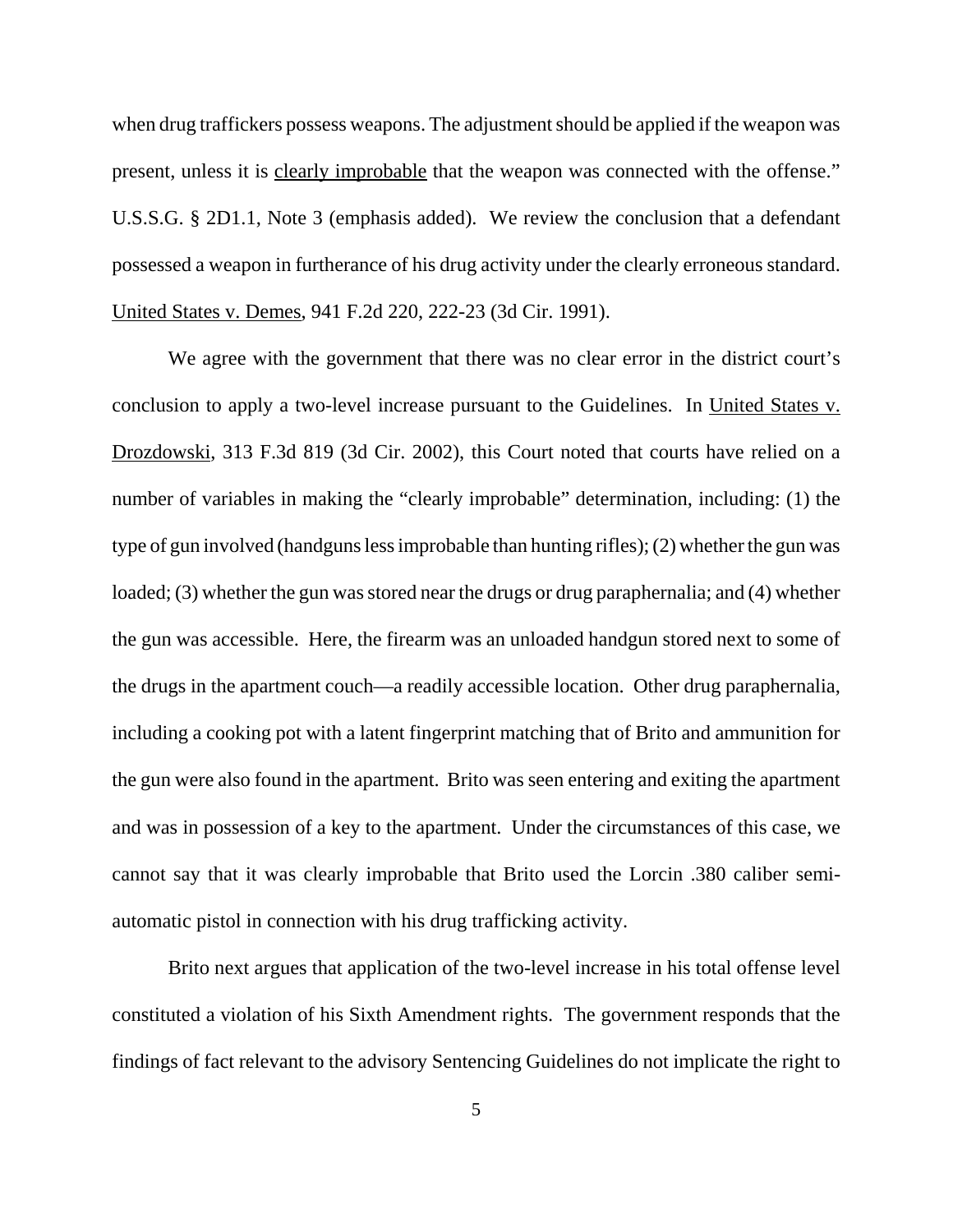when drug traffickers possess weapons. The adjustment should be applied if the weapon was present, unless it is clearly improbable that the weapon was connected with the offense." U.S.S.G. § 2D1.1, Note 3 (emphasis added). We review the conclusion that a defendant possessed a weapon in furtherance of his drug activity under the clearly erroneous standard. United States v. Demes, 941 F.2d 220, 222-23 (3d Cir. 1991).

We agree with the government that there was no clear error in the district court's conclusion to apply a two-level increase pursuant to the Guidelines. In United States v. Drozdowski, 313 F.3d 819 (3d Cir. 2002), this Court noted that courts have relied on a number of variables in making the "clearly improbable" determination, including: (1) the type of gun involved (handguns less improbable than hunting rifles); (2) whether the gun was loaded; (3) whether the gun was stored near the drugs or drug paraphernalia; and (4) whether the gun was accessible. Here, the firearm was an unloaded handgun stored next to some of the drugs in the apartment couch—a readily accessible location. Other drug paraphernalia, including a cooking pot with a latent fingerprint matching that of Brito and ammunition for the gun were also found in the apartment. Brito was seen entering and exiting the apartment and was in possession of a key to the apartment. Under the circumstances of this case, we cannot say that it was clearly improbable that Brito used the Lorcin .380 caliber semi-automatic pistol in connection with his drug trafficking activity.

Brito next argues that application of the two-level increase in his total offense level constituted a violation of his Sixth Amendment rights. The government responds that the findings of fact relevant to the advisory Sentencing Guidelines do not implicate the right to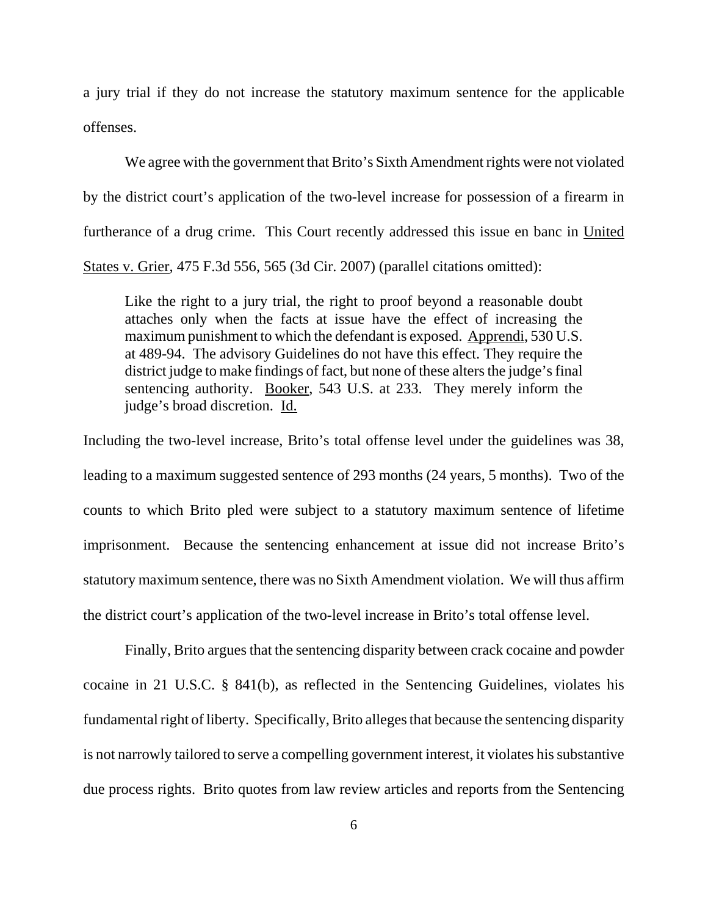a jury trial if they do not increase the statutory maximum sentence for the applicable offenses.

We agree with the government that Brito's Sixth Amendment rights were not violated by the district court's application of the two-level increase for possession of a firearm in furtherance of a drug crime. This Court recently addressed this issue en banc in United States v. Grier, 475 F.3d 556, 565 (3d Cir. 2007) (parallel citations omitted):

> Like the right to a jury trial, the right to proof beyond a reasonable doubt attaches only when the facts at issue have the effect of increasing the maximum punishment to which the defendant is exposed. Apprendi, 530 U.S. at 489-94. The advisory Guidelines do not have this effect. They require the district judge to make findings of fact, but none of these alters the judge's final sentencing authority. Booker, 543 U.S. at 233. They merely inform the judge's broad discretion. Id.

Including the two-level increase, Brito's total offense level under the guidelines was 38, leading to a maximum suggested sentence of 293 months (24 years, 5 months). Two of the counts to which Brito pled were subject to a statutory maximum sentence of lifetime imprisonment. Because the sentencing enhancement at issue did not increase Brito's statutory maximum sentence, there was no Sixth Amendment violation. We will thus affirm the district court's application of the two-level increase in Brito's total offense level.

Finally, Brito argues that the sentencing disparity between crack cocaine and powder cocaine in 21 U.S.C. § 841(b), as reflected in the Sentencing Guidelines, violates his fundamental right of liberty. Specifically, Brito alleges that because the sentencing disparity is not narrowly tailored to serve a compelling government interest, it violates his substantive due process rights. Brito quotes from law review articles and reports from the Sentencing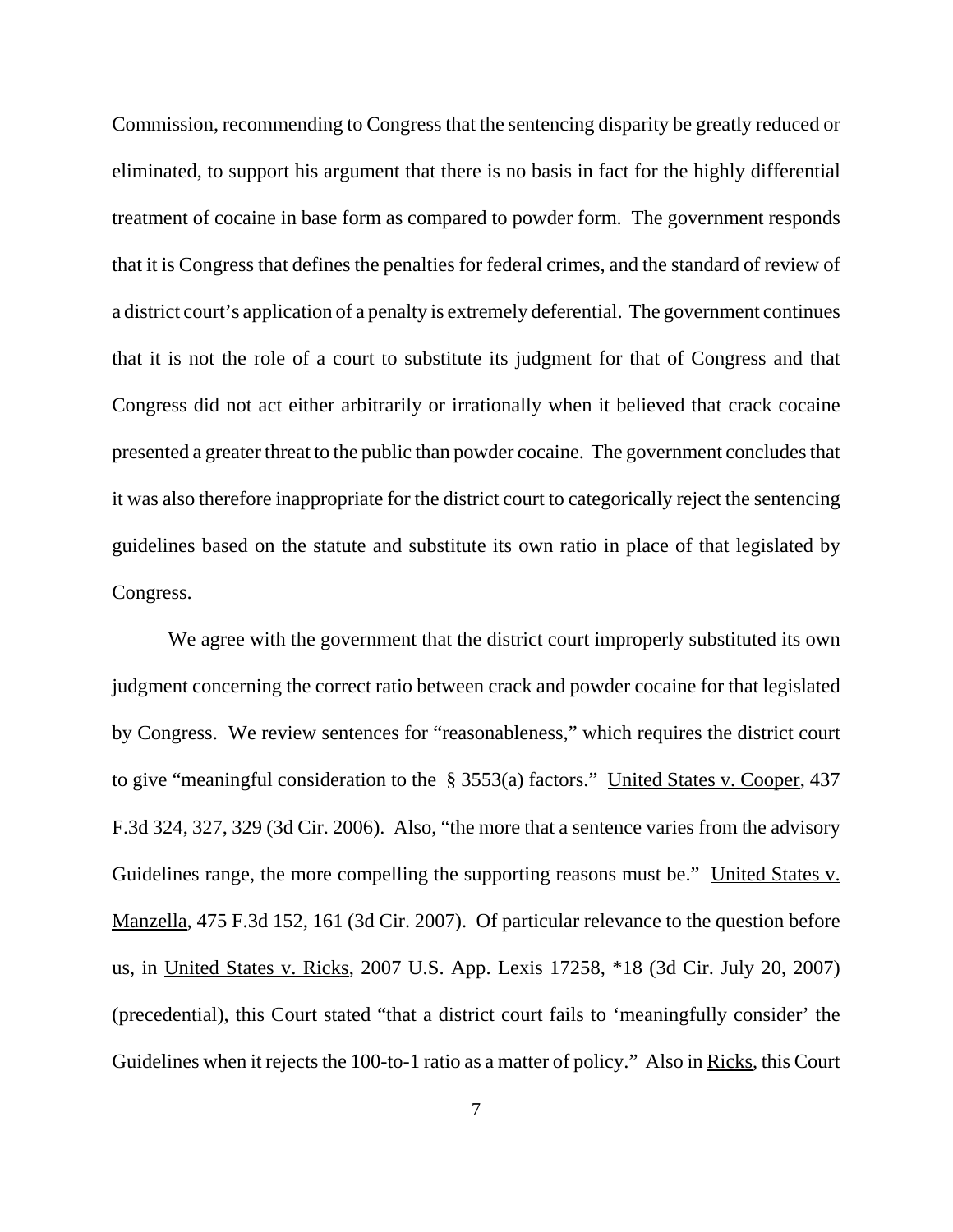Commission, recommending to Congress that the sentencing disparity be greatly reduced or eliminated, to support his argument that there is no basis in fact for the highly differential treatment of cocaine in base form as compared to powder form. The government responds that it is Congress that defines the penalties for federal crimes, and the standard of review of a district court's application of a penalty is extremely deferential. The government continues that it is not the role of a court to substitute its judgment for that of Congress and that Congress did not act either arbitrarily or irrationally when it believed that crack cocaine presented a greater threat to the public than powder cocaine. The government concludes that it was also therefore inappropriate for the district court to categorically reject the sentencing guidelines based on the statute and substitute its own ratio in place of that legislated by Congress.

We agree with the government that the district court improperly substituted its own judgment concerning the correct ratio between crack and powder cocaine for that legislated by Congress. We review sentences for "reasonableness," which requires the district court to give "meaningful consideration to the § 3553(a) factors." United States v. Cooper, 437 F.3d 324, 327, 329 (3d Cir. 2006). Also, "the more that a sentence varies from the advisory Guidelines range, the more compelling the supporting reasons must be." United States v. Manzella, 475 F.3d 152, 161 (3d Cir. 2007). Of particular relevance to the question before us, in United States v. Ricks, 2007 U.S. App. Lexis 17258, *18 (3d Cir. July 20, 2007) (precedential), this Court stated "that a district court fails to 'meaningfully consider' the Guidelines when it rejects the 100-to-1 ratio as a matter of policy." Also in Ricks, this Court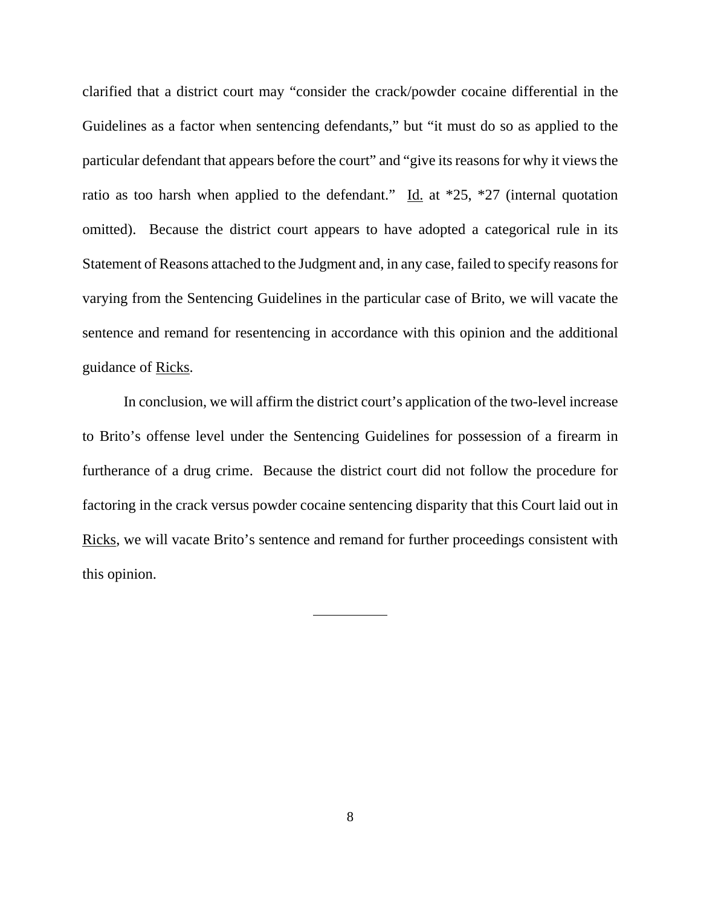clarified that a district court may "consider the crack/powder cocaine differential in the Guidelines as a factor when sentencing defendants," but "it must do so as applied to the particular defendant that appears before the court" and "give its reasons for why it views the ratio as too harsh when applied to the defendant." Id. at *25, *27 (internal quotation omitted). Because the district court appears to have adopted a categorical rule in its Statement of Reasons attached to the Judgment and, in any case, failed to specify reasons for varying from the Sentencing Guidelines in the particular case of Brito, we will vacate the sentence and remand for resentencing in accordance with this opinion and the additional guidance of Ricks.

In conclusion, we will affirm the district court's application of the two-level increase to Brito's offense level under the Sentencing Guidelines for possession of a firearm in furtherance of a drug crime. Because the district court did not follow the procedure for factoring in the crack versus powder cocaine sentencing disparity that this Court laid out in Ricks, we will vacate Brito's sentence and remand for further proceedings consistent with this opinion.

---